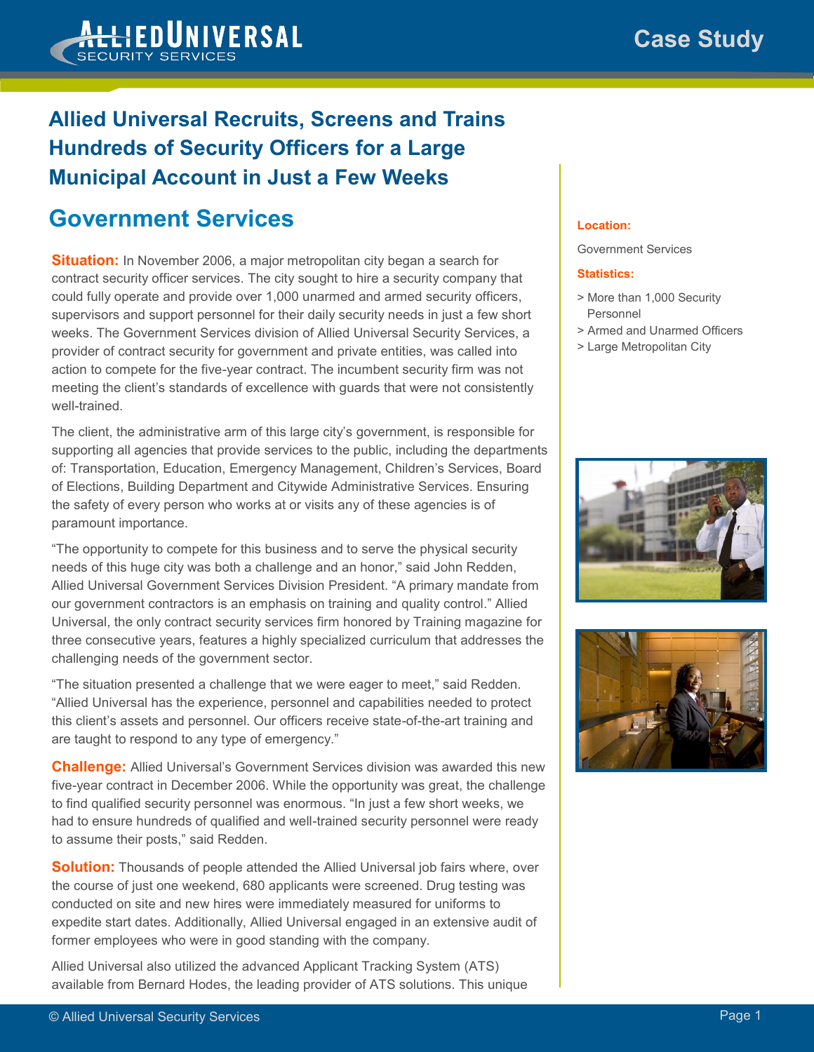# Case Study

## Allied Universal Recruits, Screens and Trains Hundreds of Security Officers for a Large Municipal Account in Just a Few Weeks

## Government Services

**Situation:** In November 2006, a major metropolitan city began a search for contract security officer services. The city sought to hire a security company that could fully operate and provide over 1,000 unarmed and armed security officers, supervisors and support personnel for their daily security needs in just a few short weeks. The Government Services division of Allied Universal Security Services, a provider of contract security for government and private entities, was called into action to compete for the five-year contract. The incumbent security firm was not meeting the client's standards of excellence with guards that were not consistently well-trained.

The client, the administrative arm of this large city's government, is responsible for supporting all agencies that provide services to the public, including the departments of: Transportation, Education, Emergency Management, Children's Services, Board of Elections, Building Department and Citywide Administrative Services. Ensuring the safety of every person who works at or visits any of these agencies is of paramount importance.

"The opportunity to compete for this business and to serve the physical security needs of this huge city was both a challenge and an honor," said John Redden, Allied Universal Government Services Division President. "A primary mandate from our government contractors is an emphasis on training and quality control." Allied Universal, the only contract security services firm honored by Training magazine for three consecutive years, features a highly specialized curriculum that addresses the challenging needs of the government sector.

"The situation presented a challenge that we were eager to meet," said Redden. "Allied Universal has the experience, personnel and capabilities needed to protect this client's assets and personnel. Our officers receive state-of-the-art training and are taught to respond to any type of emergency."

**Challenge:** Allied Universal's Government Services division was awarded this new five-year contract in December 2006. While the opportunity was great, the challenge to find qualified security personnel was enormous. "In just a few short weeks, we had to ensure hundreds of qualified and well-trained security personnel were ready to assume their posts," said Redden.

**Solution:** Thousands of people attended the Allied Universal job fairs where, over the course of just one weekend, 680 applicants were screened. Drug testing was conducted on site and new hires were immediately measured for uniforms to expedite start dates. Additionally, Allied Universal engaged in an extensive audit of former employees who were in good standing with the company.

Allied Universal also utilized the advanced Applicant Tracking System (ATS) available from Bernard Hodes, the leading provider of ATS solutions. This unique

**Location:**

Government Services

**Statistics:**

- More than 1,000 Security Personnel
- Armed and Unarmed Officers
- Large Metropolitan City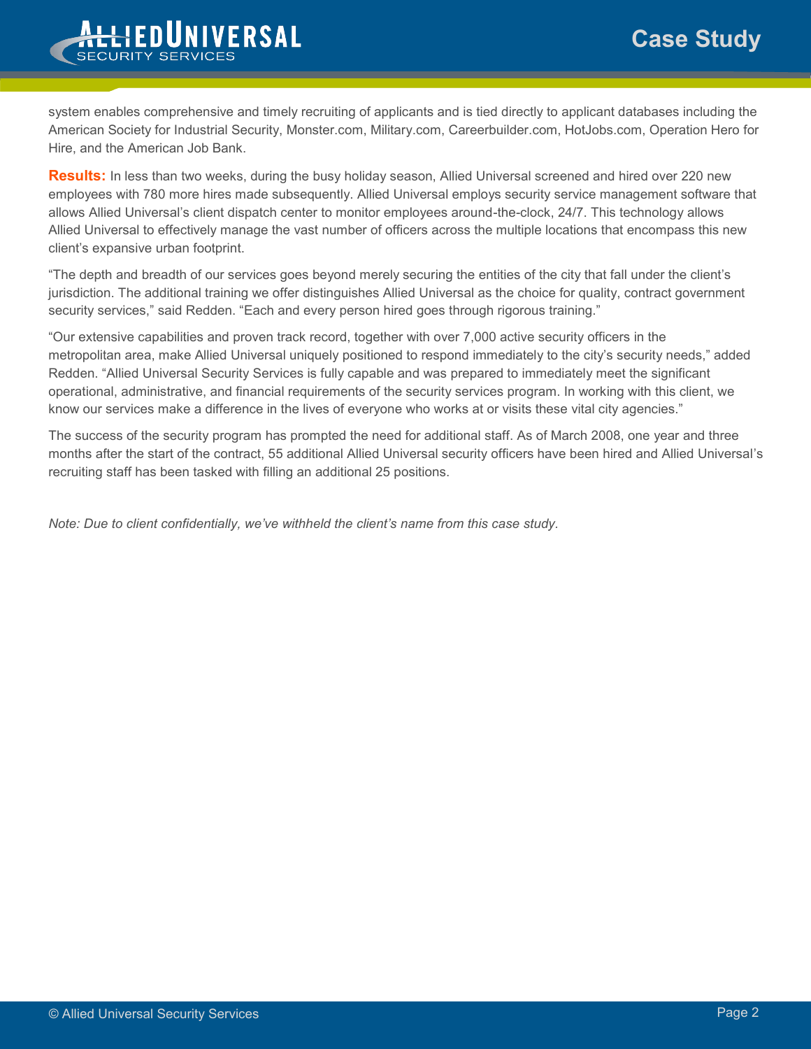system enables comprehensive and timely recruiting of applicants and is tied directly to applicant databases including the American Society for Industrial Security, Monster.com, Military.com, Careerbuilder.com, HotJobs.com, Operation Hero for Hire, and the American Job Bank.

**Results:** In less than two weeks, during the busy holiday season, Allied Universal screened and hired over 220 new employees with 780 more hires made subsequently. Allied Universal employs security service management software that allows Allied Universal's client dispatch center to monitor employees around-the-clock, 24/7. This technology allows Allied Universal to effectively manage the vast number of officers across the multiple locations that encompass this new client's expansive urban footprint.

"The depth and breadth of our services goes beyond merely securing the entities of the city that fall under the client's jurisdiction. The additional training we offer distinguishes Allied Universal as the choice for quality, contract government security services," said Redden. "Each and every person hired goes through rigorous training."

"Our extensive capabilities and proven track record, together with over 7,000 active security officers in the metropolitan area, make Allied Universal uniquely positioned to respond immediately to the city's security needs," added Redden. "Allied Universal Security Services is fully capable and was prepared to immediately meet the significant operational, administrative, and financial requirements of the security services program. In working with this client, we know our services make a difference in the lives of everyone who works at or visits these vital city agencies."

The success of the security program has prompted the need for additional staff. As of March 2008, one year and three months after the start of the contract, 55 additional Allied Universal security officers have been hired and Allied Universal's recruiting staff has been tasked with filling an additional 25 positions.

*Note: Due to client confidentially, we've withheld the client's name from this case study.*